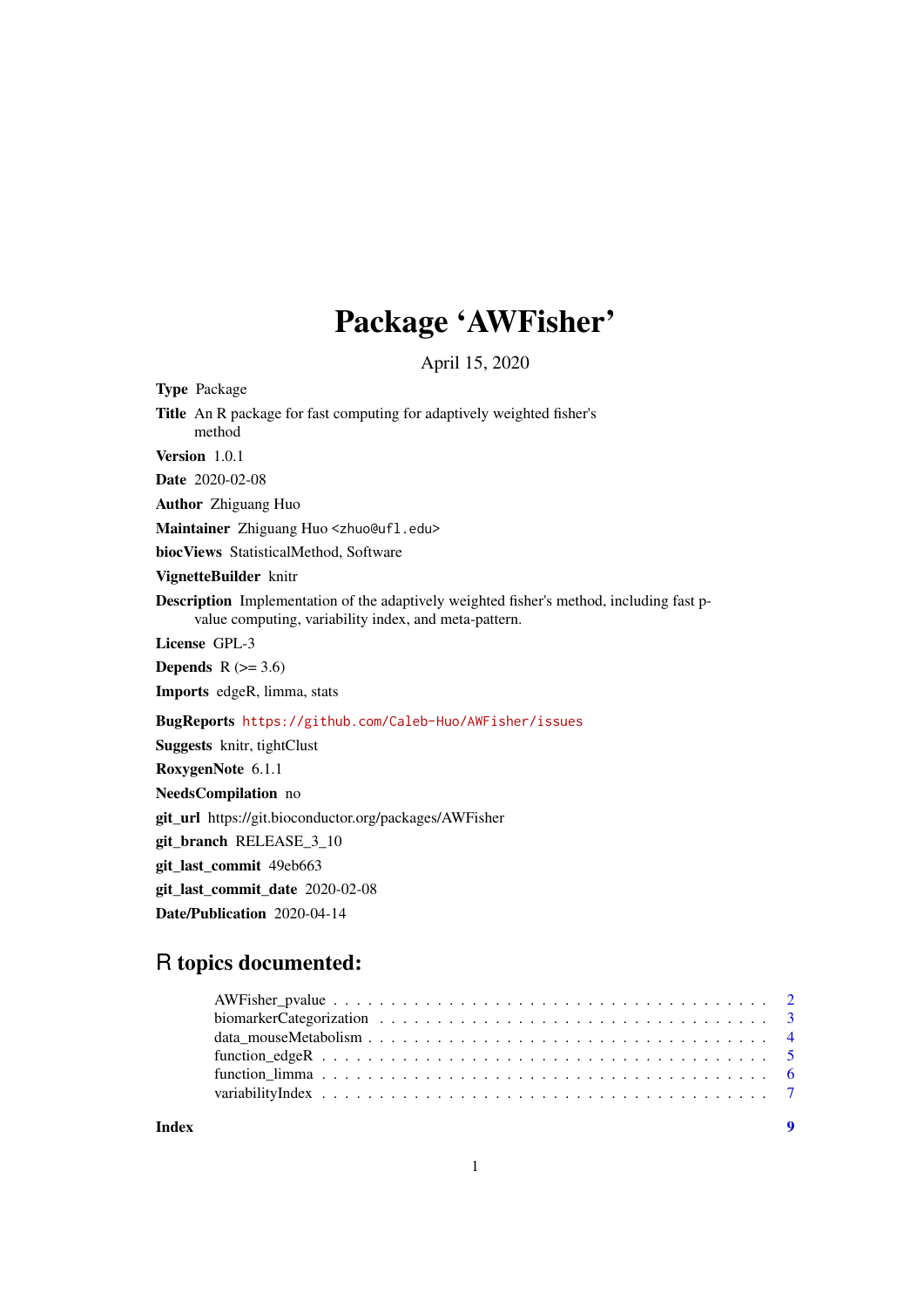# Package 'AWFisher'

April 15, 2020

**Type** Package

**Title** An R package for fast computing for adaptively weighted fisher's method

**Version** 1.0.1

**Date** 2020-02-08

**Author** Zhiguang Huo

**Maintainer** Zhiguang Huo <zhuo@ufl.edu>

**biocViews** StatisticalMethod, Software

**VignetteBuilder** knitr

**Description** Implementation of the adaptively weighted fisher's method, including fast p-value computing, variability index, and meta-pattern.

**License** GPL-3

**Depends** R (>= 3.6)

**Imports** edgeR, limma, stats

**BugReports** https://github.com/Caleb-Huo/AWFisher/issues

**Suggests** knitr, tightClust

**RoxygenNote** 6.1.1

**NeedsCompilation** no

**git_url** https://git.bioconductor.org/packages/AWFisher

**git_branch** RELEASE_3_10

**git_last_commit** 49eb663

**git_last_commit_date** 2020-02-08

**Date/Publication** 2020-04-14

## R topics documented:

| | |
|---|---|
| AWFisher_pvalue | 2 |
| biomarkerCategorization | 3 |
| data_mouseMetabolism | 4 |
| function_edgeR | 5 |
| function_limma | 6 |
| variabilityIndex | 7 |
| **Index** | **9** |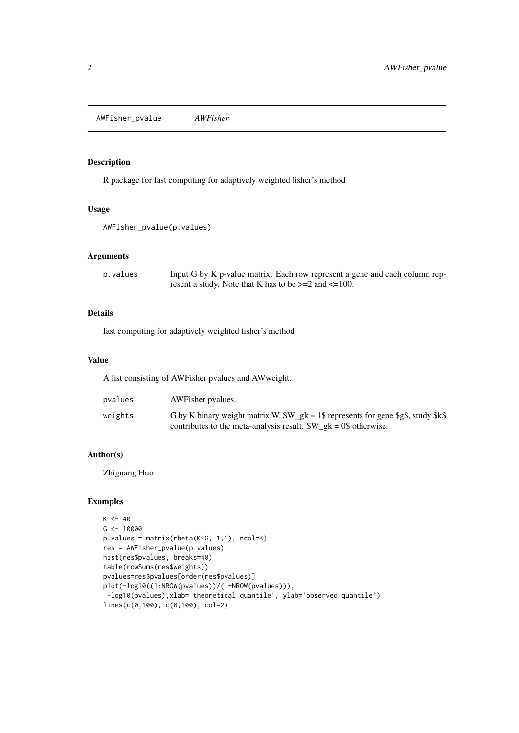AWFisher_pvalue        *AWFisher*

### Description

R package for fast computing for adaptively weighted fisher's method

### Usage

```
AWFisher_pvalue(p.values)
```

### Arguments

| | |
|---|---|
| p.values | Input G by K p-value matrix. Each row represent a gene and each column represent a study. Note that K has to be >=2 and <=100. |

### Details

fast computing for adaptively weighted fisher's method

### Value

A list consisting of AWFisher pvalues and AWweight.

| | |
|---|---|
| pvalues | AWFisher pvalues. |
| weights | G by K binary weight matrix W. $W_gk = 1$ represents for gene $g$, study $k$ contributes to the meta-analysis result. $W_gk = 0$ otherwise. |

### Author(s)

Zhiguang Huo

### Examples

```
K <- 40
G <- 10000
p.values = matrix(rbeta(K*G, 1,1), ncol=K)
res = AWFisher_pvalue(p.values)
hist(res$pvalues, breaks=40)
table(rowSums(res$weights))
pvalues=res$pvalues[order(res$pvalues)]
plot(-log10((1:NROW(pvalues))/(1+NROW(pvalues))),
 -log10(pvalues),xlab='theoretical quantile', ylab='observed quantile')
lines(c(0,100), c(0,100), col=2)
```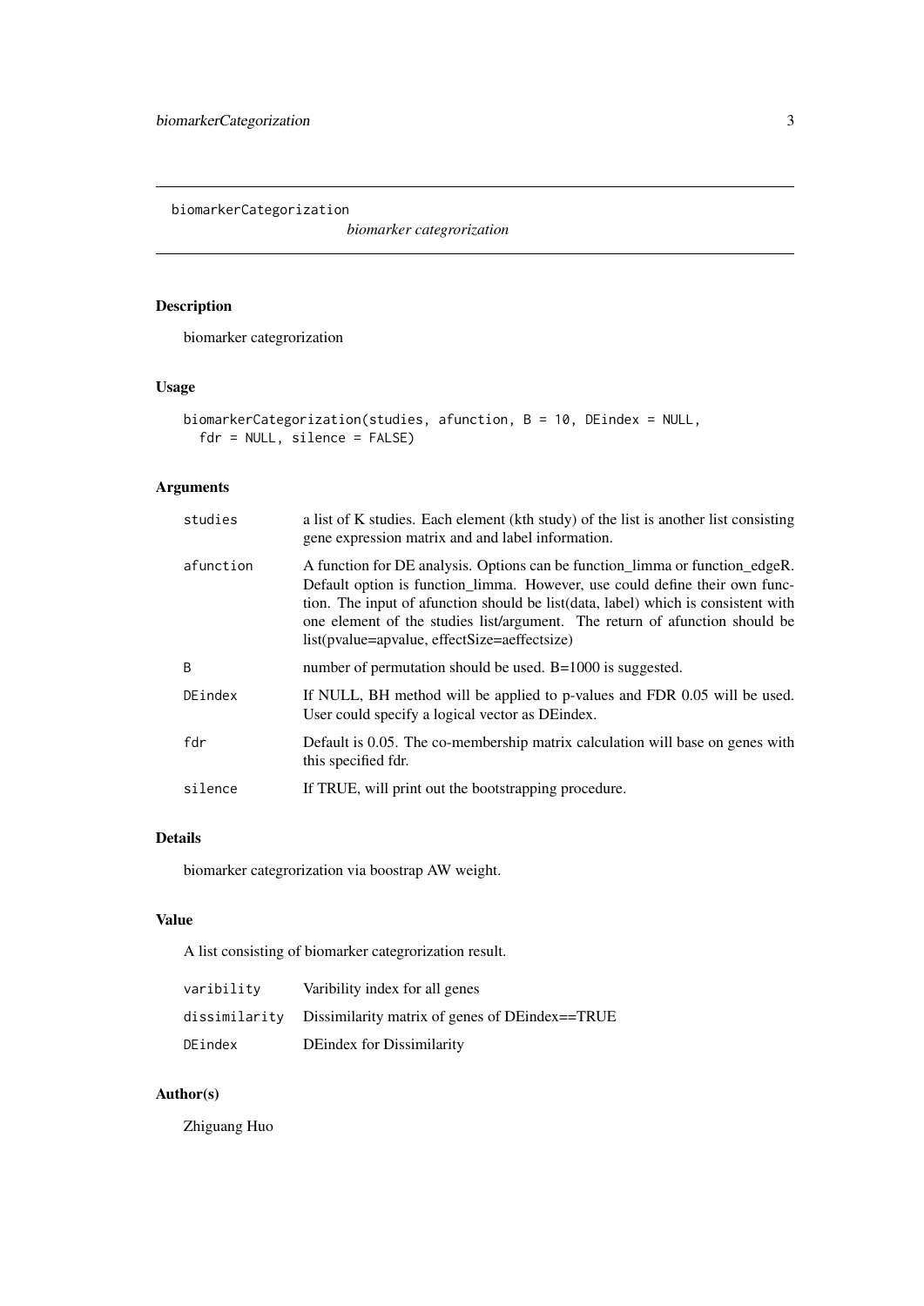# biomarkerCategorization

*biomarker categrorization*

## Description

biomarker categrorization

## Usage

```
biomarkerCategorization(studies, afunction, B = 10, DEindex = NULL,
  fdr = NULL, silence = FALSE)
```

## Arguments

| | |
|---|---|
| studies | a list of K studies. Each element (kth study) of the list is another list consisting gene expression matrix and and label information. |
| afunction | A function for DE analysis. Options can be function_limma or function_edgeR. Default option is function_limma. However, use could define their own function. The input of afunction should be list(data, label) which is consistent with one element of the studies list/argument. The return of afunction should be list(pvalue=apvalue, effectSize=aeffectsize) |
| B | number of permutation should be used. B=1000 is suggested. |
| DEindex | If NULL, BH method will be applied to p-values and FDR 0.05 will be used. User could specify a logical vector as DEindex. |
| fdr | Default is 0.05. The co-membership matrix calculation will base on genes with this specified fdr. |
| silence | If TRUE, will print out the bootstrapping procedure. |

## Details

biomarker categrorization via boostrap AW weight.

## Value

A list consisting of biomarker categrorization result.

| | |
|---|---|
| varibility | Varibility index for all genes |
| dissimilarity | Dissimilarity matrix of genes of DEindex==TRUE |
| DEindex | DEindex for Dissimilarity |

## Author(s)

Zhiguang Huo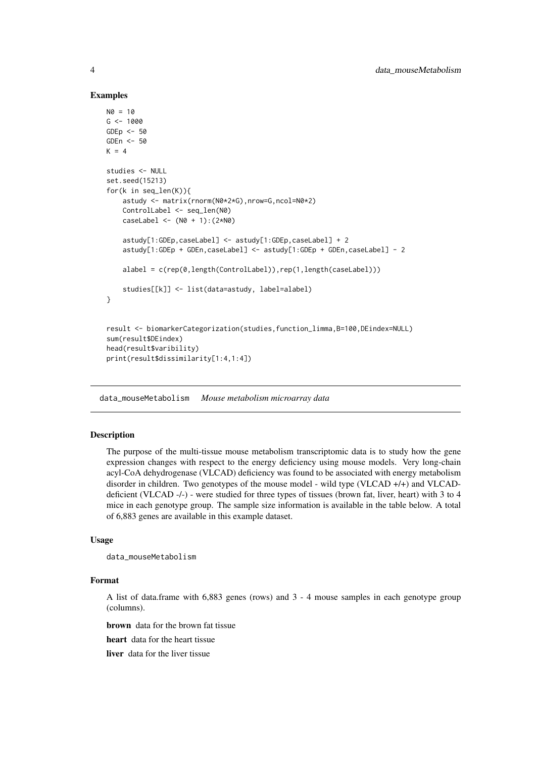### Examples

```
N0 = 10
G <- 1000
GDEp <- 50
GDEn <- 50
K = 4

studies <- NULL
set.seed(15213)
for(k in seq_len(K)){
    astudy <- matrix(rnorm(N0*2*G),nrow=G,ncol=N0*2)
    ControlLabel <- seq_len(N0)
    caseLabel <- (N0 + 1):(2*N0)

    astudy[1:GDEp,caseLabel] <- astudy[1:GDEp,caseLabel] + 2
    astudy[1:GDEp + GDEn,caseLabel] <- astudy[1:GDEp + GDEn,caseLabel] - 2

    alabel = c(rep(0,length(ControlLabel)),rep(1,length(caseLabel)))

    studies[[k]] <- list(data=astudy, label=alabel)
}

result <- biomarkerCategorization(studies,function_limma,B=100,DEindex=NULL)
sum(result$DEindex)
head(result$varibility)
print(result$dissimilarity[1:4,1:4])
```

---

## data_mouseMetabolism *Mouse metabolism microarray data*

### Description

The purpose of the multi-tissue mouse metabolism transcriptomic data is to study how the gene expression changes with respect to the energy deficiency using mouse models. Very long-chain acyl-CoA dehydrogenase (VLCAD) deficiency was found to be associated with energy metabolism disorder in children. Two genotypes of the mouse model - wild type (VLCAD +/+) and VLCAD-deficient (VLCAD -/-) - were studied for three types of tissues (brown fat, liver, heart) with 3 to 4 mice in each genotype group. The sample size information is available in the table below. A total of 6,883 genes are available in this example dataset.

### Usage

```
data_mouseMetabolism
```

### Format

A list of data.frame with 6,883 genes (rows) and 3 - 4 mouse samples in each genotype group (columns).

**brown** data for the brown fat tissue

**heart** data for the heart tissue

**liver** data for the liver tissue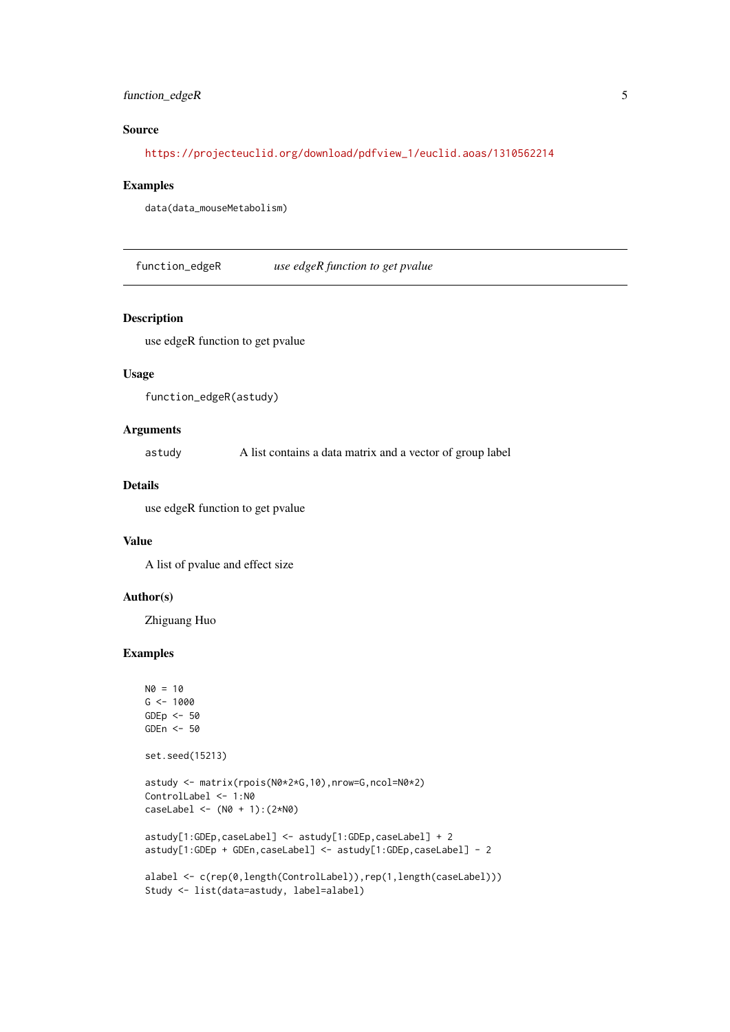## Source

https://projecteuclid.org/download/pdfview_1/euclid.aoas/1310562214

## Examples

```
data(data_mouseMetabolism)
```

---

# function_edgeR &nbsp;&nbsp;&nbsp;&nbsp; *use edgeR function to get pvalue*

---

## Description

use edgeR function to get pvalue

## Usage

```
function_edgeR(astudy)
```

## Arguments

| | |
|---|---|
| astudy | A list contains a data matrix and a vector of group label |

## Details

use edgeR function to get pvalue

## Value

A list of pvalue and effect size

## Author(s)

Zhiguang Huo

## Examples

```
N0 = 10
G <- 1000
GDEp <- 50
GDEn <- 50

set.seed(15213)

astudy <- matrix(rpois(N0*2*G,10),nrow=G,ncol=N0*2)
ControlLabel <- 1:N0
caseLabel <- (N0 + 1):(2*N0)

astudy[1:GDEp,caseLabel] <- astudy[1:GDEp,caseLabel] + 2
astudy[1:GDEp + GDEn,caseLabel] <- astudy[1:GDEp,caseLabel] - 2

alabel <- c(rep(0,length(ControlLabel)),rep(1,length(caseLabel)))
Study <- list(data=astudy, label=alabel)
```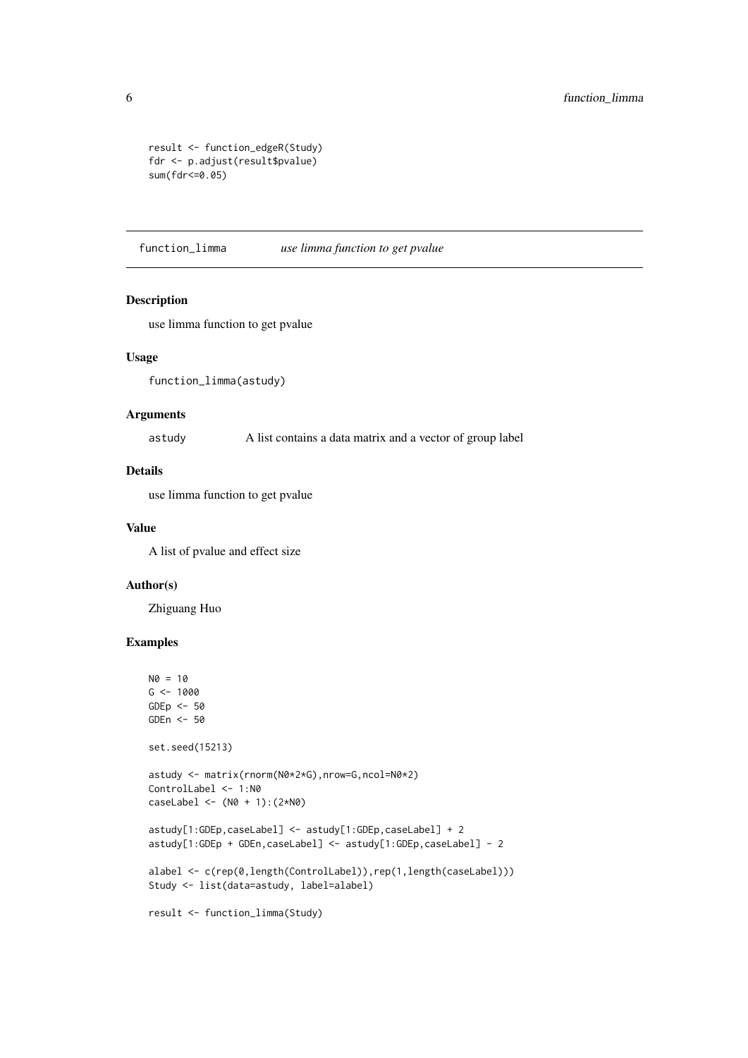```
result <- function_edgeR(Study)
fdr <- p.adjust(result$pvalue)
sum(fdr<=0.05)
```

## function_limma *use limma function to get pvalue*

### Description

use limma function to get pvalue

### Usage

```
function_limma(astudy)
```

### Arguments

astudy A list contains a data matrix and a vector of group label

### Details

use limma function to get pvalue

### Value

A list of pvalue and effect size

### Author(s)

Zhiguang Huo

### Examples

```
N0 = 10
G <- 1000
GDEp <- 50
GDEn <- 50

set.seed(15213)

astudy <- matrix(rnorm(N0*2*G),nrow=G,ncol=N0*2)
ControlLabel <- 1:N0
caseLabel <- (N0 + 1):(2*N0)

astudy[1:GDEp,caseLabel] <- astudy[1:GDEp,caseLabel] + 2
astudy[1:GDEp + GDEn,caseLabel] <- astudy[1:GDEp,caseLabel] - 2

alabel <- c(rep(0,length(ControlLabel)),rep(1,length(caseLabel)))
Study <- list(data=astudy, label=alabel)

result <- function_limma(Study)
```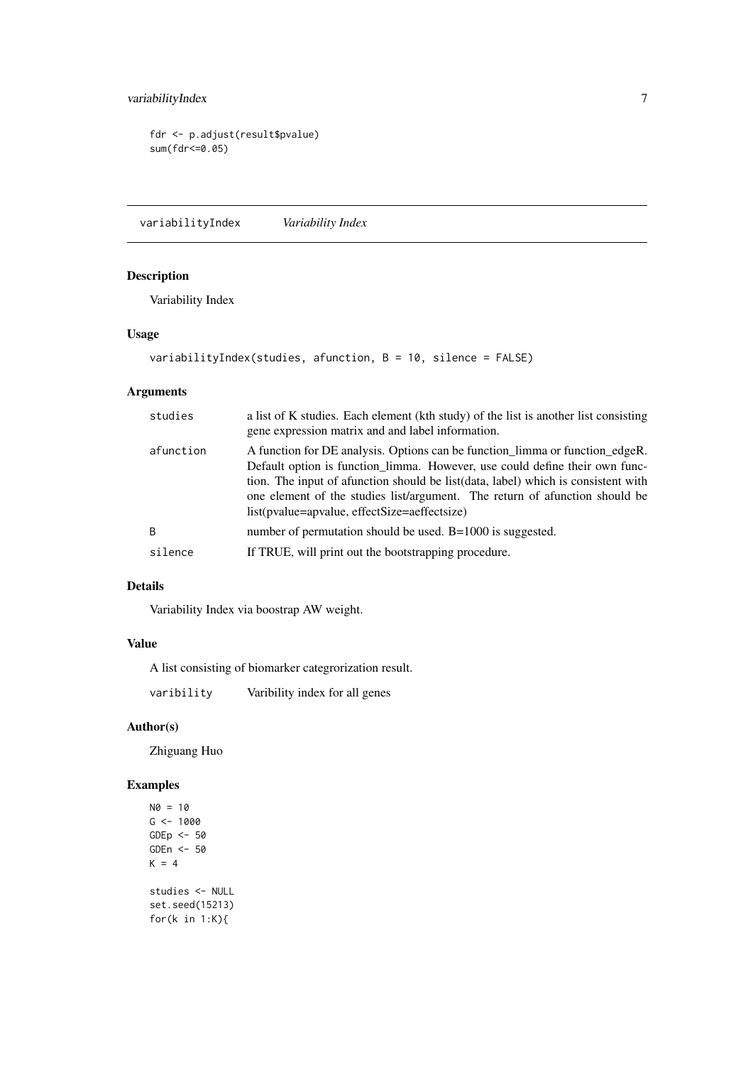```
fdr <- p.adjust(result$pvalue)
sum(fdr<=0.05)
```

## variabilityIndex *Variability Index*

### Description

Variability Index

### Usage

```
variabilityIndex(studies, afunction, B = 10, silence = FALSE)
```

### Arguments

| | |
|---|---|
| studies | a list of K studies. Each element (kth study) of the list is another list consisting gene expression matrix and and label information. |
| afunction | A function for DE analysis. Options can be function_limma or function_edgeR. Default option is function_limma. However, use could define their own function. The input of afunction should be list(data, label) which is consistent with one element of the studies list/argument. The return of afunction should be list(pvalue=apvalue, effectSize=aeffectsize) |
| B | number of permutation should be used. B=1000 is suggested. |
| silence | If TRUE, will print out the bootstrapping procedure. |

### Details

Variability Index via boostrap AW weight.

### Value

A list consisting of biomarker categrorization result.

| | |
|---|---|
| varibility | Varibility index for all genes |

### Author(s)

Zhiguang Huo

### Examples

```
N0 = 10
G <- 1000
GDEp <- 50
GDEn <- 50
K = 4

studies <- NULL
set.seed(15213)
for(k in 1:K){
```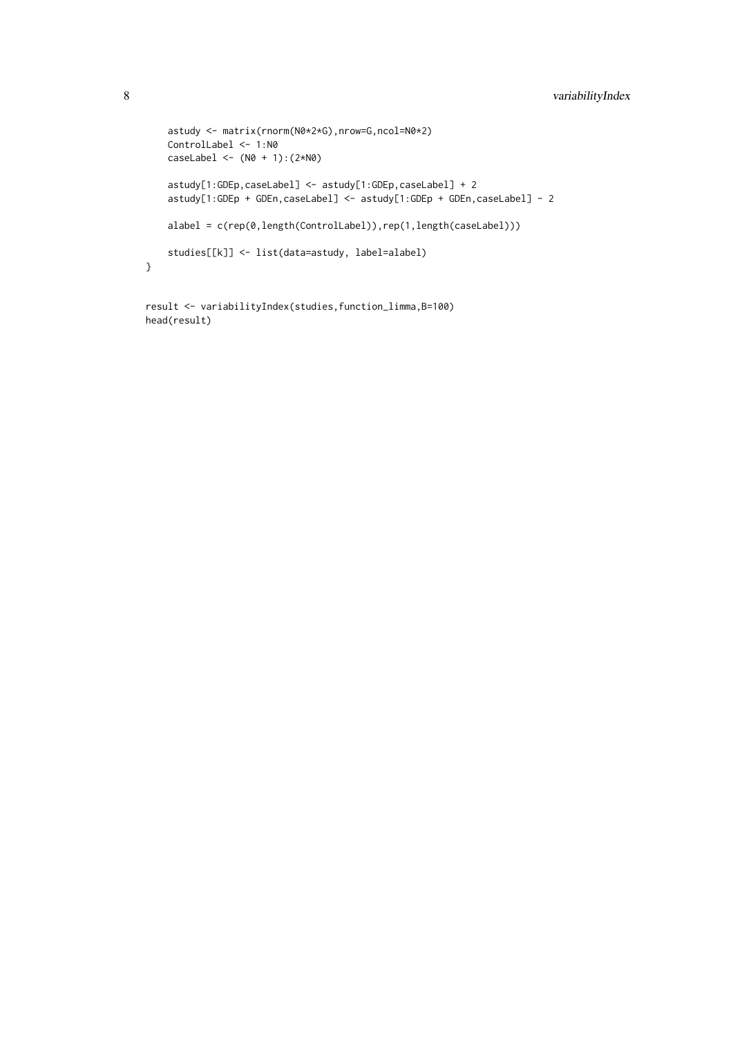```
    astudy <- matrix(rnorm(N0*2*G),nrow=G,ncol=N0*2)
    ControlLabel <- 1:N0
    caseLabel <- (N0 + 1):(2*N0)

    astudy[1:GDEp,caseLabel] <- astudy[1:GDEp,caseLabel] + 2
    astudy[1:GDEp + GDEn,caseLabel] <- astudy[1:GDEp + GDEn,caseLabel] - 2

    alabel = c(rep(0,length(ControlLabel)),rep(1,length(caseLabel)))

    studies[[k]] <- list(data=astudy, label=alabel)
}

result <- variabilityIndex(studies,function_limma,B=100)
head(result)
```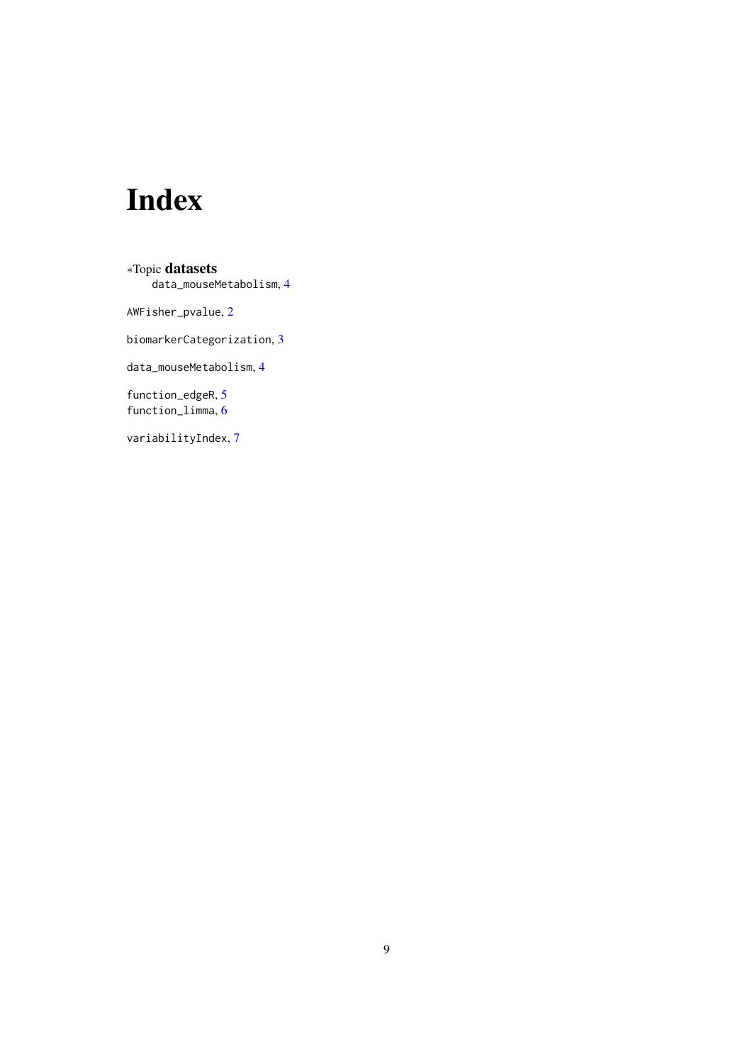# Index

∗Topic **datasets**
    data_mouseMetabolism, 4

AWFisher_pvalue, 2

biomarkerCategorization, 3

data_mouseMetabolism, 4

function_edgeR, 5
function_limma, 6

variabilityIndex, 7